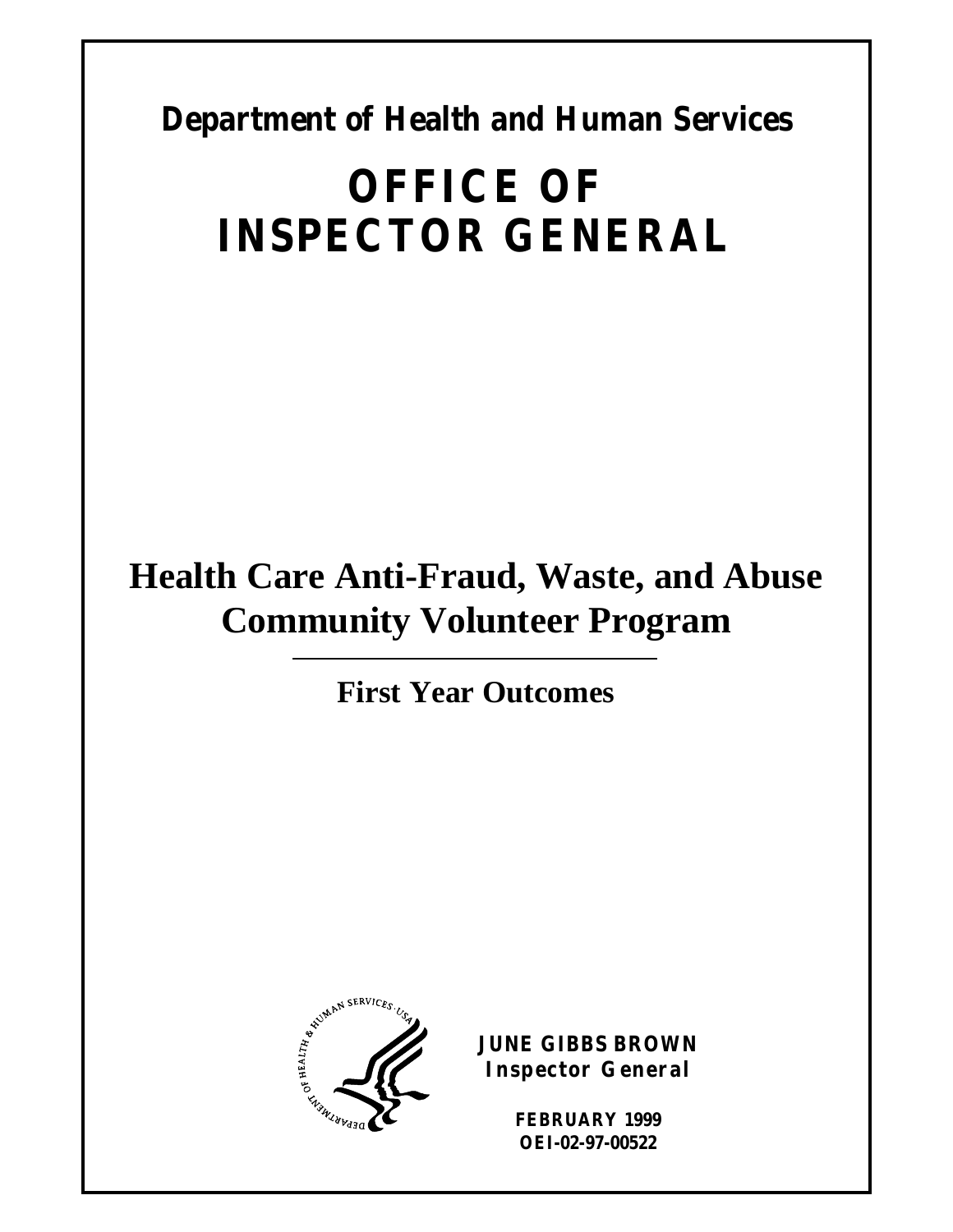**Department of Health and Human Services**

# OFFICE OF INSPECTOR GENERAL

# Health Care Anti-Fraud, Waste, and Abuse Community Volunteer Program

## First Year Outcomes

**JUNE GIBBS BROWN**
**Inspector General**

**FEBRUARY 1999**
**OEI-02-97-00522**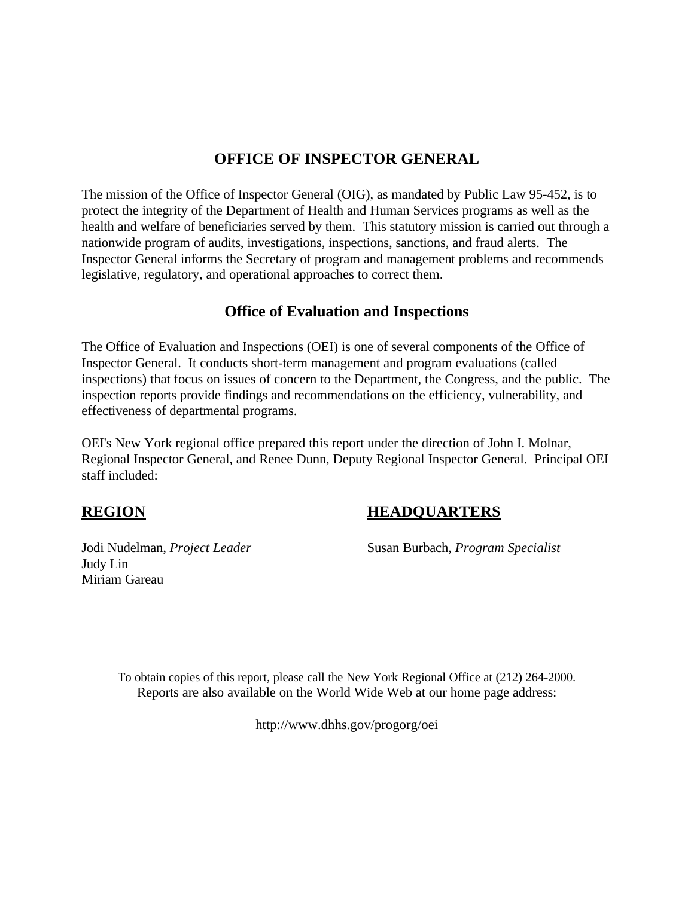# OFFICE OF INSPECTOR GENERAL

The mission of the Office of Inspector General (OIG), as mandated by Public Law 95-452, is to protect the integrity of the Department of Health and Human Services programs as well as the health and welfare of beneficiaries served by them. This statutory mission is carried out through a nationwide program of audits, investigations, inspections, sanctions, and fraud alerts. The Inspector General informs the Secretary of program and management problems and recommends legislative, regulatory, and operational approaches to correct them.

## Office of Evaluation and Inspections

The Office of Evaluation and Inspections (OEI) is one of several components of the Office of Inspector General. It conducts short-term management and program evaluations (called inspections) that focus on issues of concern to the Department, the Congress, and the public. The inspection reports provide findings and recommendations on the efficiency, vulnerability, and effectiveness of departmental programs.

OEI's New York regional office prepared this report under the direction of John I. Molnar, Regional Inspector General, and Renee Dunn, Deputy Regional Inspector General. Principal OEI staff included:

**REGION**

Jodi Nudelman, *Project Leader*
Judy Lin
Miriam Gareau

**HEADQUARTERS**

Susan Burbach, *Program Specialist*

To obtain copies of this report, please call the New York Regional Office at (212) 264-2000.
Reports are also available on the World Wide Web at our home page address:

http://www.dhhs.gov/progorg/oei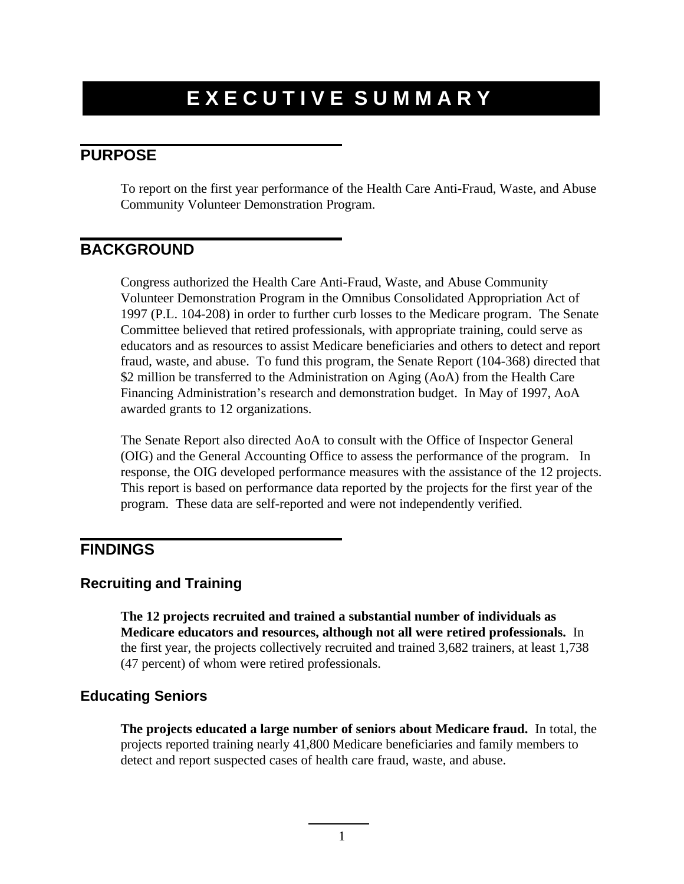# EXECUTIVE SUMMARY

## PURPOSE

To report on the first year performance of the Health Care Anti-Fraud, Waste, and Abuse Community Volunteer Demonstration Program.

## BACKGROUND

Congress authorized the Health Care Anti-Fraud, Waste, and Abuse Community Volunteer Demonstration Program in the Omnibus Consolidated Appropriation Act of 1997 (P.L. 104-208) in order to further curb losses to the Medicare program. The Senate Committee believed that retired professionals, with appropriate training, could serve as educators and as resources to assist Medicare beneficiaries and others to detect and report fraud, waste, and abuse. To fund this program, the Senate Report (104-368) directed that $2 million be transferred to the Administration on Aging (AoA) from the Health Care Financing Administration's research and demonstration budget. In May of 1997, AoA awarded grants to 12 organizations.

The Senate Report also directed AoA to consult with the Office of Inspector General (OIG) and the General Accounting Office to assess the performance of the program. In response, the OIG developed performance measures with the assistance of the 12 projects. This report is based on performance data reported by the projects for the first year of the program. These data are self-reported and were not independently verified.

## FINDINGS

### Recruiting and Training

**The 12 projects recruited and trained a substantial number of individuals as Medicare educators and resources, although not all were retired professionals.** In the first year, the projects collectively recruited and trained 3,682 trainers, at least 1,738 (47 percent) of whom were retired professionals.

### Educating Seniors

**The projects educated a large number of seniors about Medicare fraud.** In total, the projects reported training nearly 41,800 Medicare beneficiaries and family members to detect and report suspected cases of health care fraud, waste, and abuse.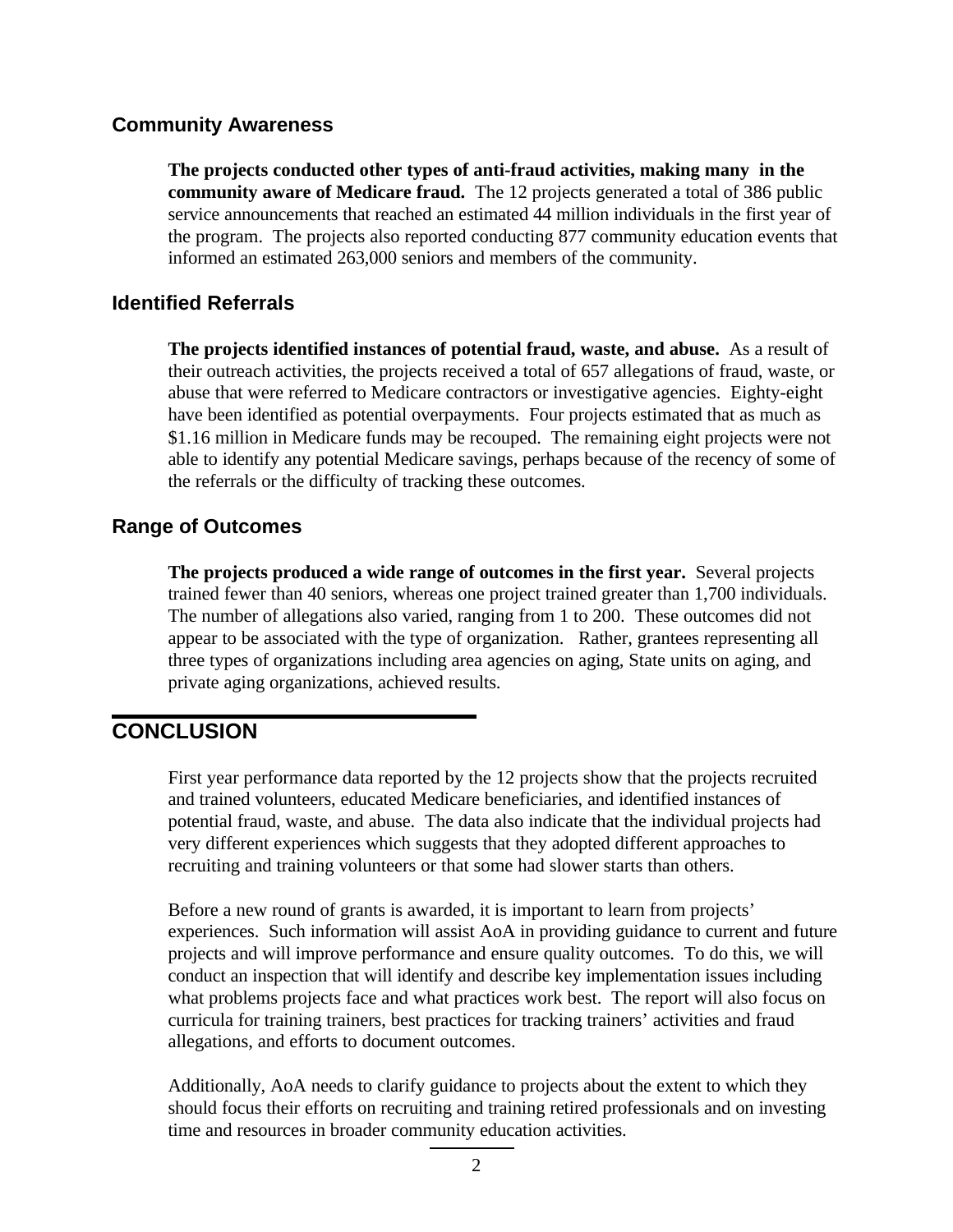### Community Awareness

**The projects conducted other types of anti-fraud activities, making many in the community aware of Medicare fraud.** The 12 projects generated a total of 386 public service announcements that reached an estimated 44 million individuals in the first year of the program. The projects also reported conducting 877 community education events that informed an estimated 263,000 seniors and members of the community.

### Identified Referrals

**The projects identified instances of potential fraud, waste, and abuse.** As a result of their outreach activities, the projects received a total of 657 allegations of fraud, waste, or abuse that were referred to Medicare contractors or investigative agencies. Eighty-eight have been identified as potential overpayments. Four projects estimated that as much as $1.16 million in Medicare funds may be recouped. The remaining eight projects were not able to identify any potential Medicare savings, perhaps because of the recency of some of the referrals or the difficulty of tracking these outcomes.

### Range of Outcomes

**The projects produced a wide range of outcomes in the first year.** Several projects trained fewer than 40 seniors, whereas one project trained greater than 1,700 individuals. The number of allegations also varied, ranging from 1 to 200. These outcomes did not appear to be associated with the type of organization. Rather, grantees representing all three types of organizations including area agencies on aging, State units on aging, and private aging organizations, achieved results.

## CONCLUSION

First year performance data reported by the 12 projects show that the projects recruited and trained volunteers, educated Medicare beneficiaries, and identified instances of potential fraud, waste, and abuse. The data also indicate that the individual projects had very different experiences which suggests that they adopted different approaches to recruiting and training volunteers or that some had slower starts than others.

Before a new round of grants is awarded, it is important to learn from projects' experiences. Such information will assist AoA in providing guidance to current and future projects and will improve performance and ensure quality outcomes. To do this, we will conduct an inspection that will identify and describe key implementation issues including what problems projects face and what practices work best. The report will also focus on curricula for training trainers, best practices for tracking trainers' activities and fraud allegations, and efforts to document outcomes.

Additionally, AoA needs to clarify guidance to projects about the extent to which they should focus their efforts on recruiting and training retired professionals and on investing time and resources in broader community education activities.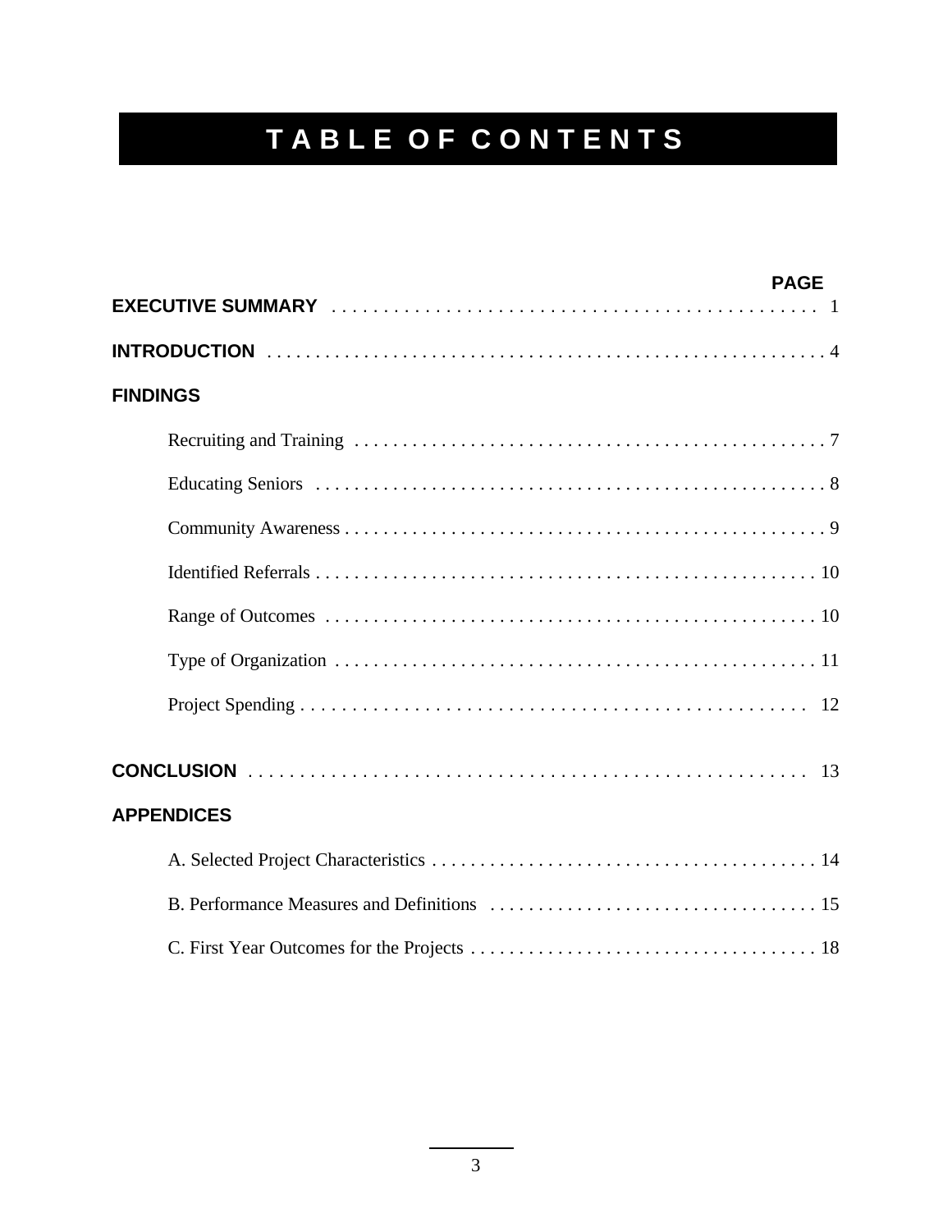# TABLE OF CONTENTS

| | PAGE |
|---|---|
| **EXECUTIVE SUMMARY** | 1 |
| **INTRODUCTION** | 4 |
| **FINDINGS** | |
| Recruiting and Training | 7 |
| Educating Seniors | 8 |
| Community Awareness | 9 |
| Identified Referrals | 10 |
| Range of Outcomes | 10 |
| Type of Organization | 11 |
| Project Spending | 12 |
| **CONCLUSION** | 13 |
| **APPENDICES** | |
| A. Selected Project Characteristics | 14 |
| B. Performance Measures and Definitions | 15 |
| C. First Year Outcomes for the Projects | 18 |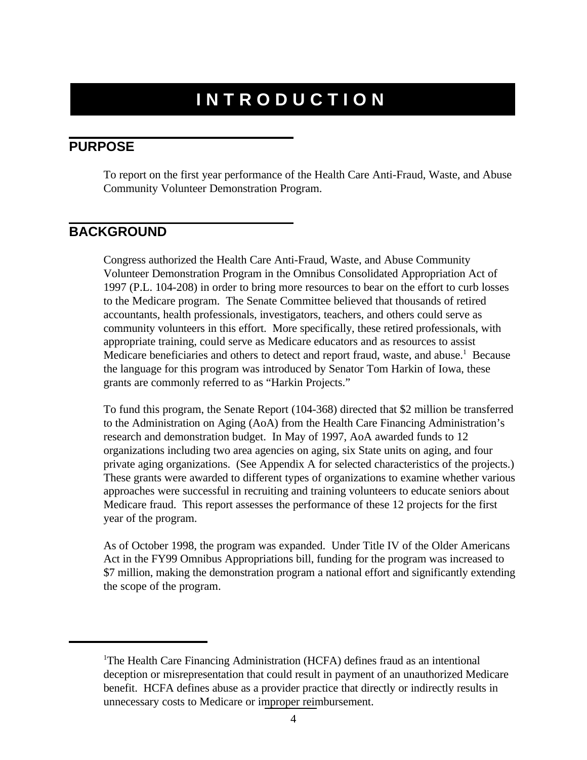# INTRODUCTION

## PURPOSE

To report on the first year performance of the Health Care Anti-Fraud, Waste, and Abuse Community Volunteer Demonstration Program.

## BACKGROUND

Congress authorized the Health Care Anti-Fraud, Waste, and Abuse Community Volunteer Demonstration Program in the Omnibus Consolidated Appropriation Act of 1997 (P.L. 104-208) in order to bring more resources to bear on the effort to curb losses to the Medicare program. The Senate Committee believed that thousands of retired accountants, health professionals, investigators, teachers, and others could serve as community volunteers in this effort. More specifically, these retired professionals, with appropriate training, could serve as Medicare educators and as resources to assist Medicare beneficiaries and others to detect and report fraud, waste, and abuse.[1] Because the language for this program was introduced by Senator Tom Harkin of Iowa, these grants are commonly referred to as "Harkin Projects."

To fund this program, the Senate Report (104-368) directed that $2 million be transferred to the Administration on Aging (AoA) from the Health Care Financing Administration's research and demonstration budget. In May of 1997, AoA awarded funds to 12 organizations including two area agencies on aging, six State units on aging, and four private aging organizations. (See Appendix A for selected characteristics of the projects.) These grants were awarded to different types of organizations to examine whether various approaches were successful in recruiting and training volunteers to educate seniors about Medicare fraud. This report assesses the performance of these 12 projects for the first year of the program.

As of October 1998, the program was expanded. Under Title IV of the Older Americans Act in the FY99 Omnibus Appropriations bill, funding for the program was increased to $7 million, making the demonstration program a national effort and significantly extending the scope of the program.

---

[1] The Health Care Financing Administration (HCFA) defines fraud as an intentional deception or misrepresentation that could result in payment of an unauthorized Medicare benefit. HCFA defines abuse as a provider practice that directly or indirectly results in unnecessary costs to Medicare or improper reimbursement.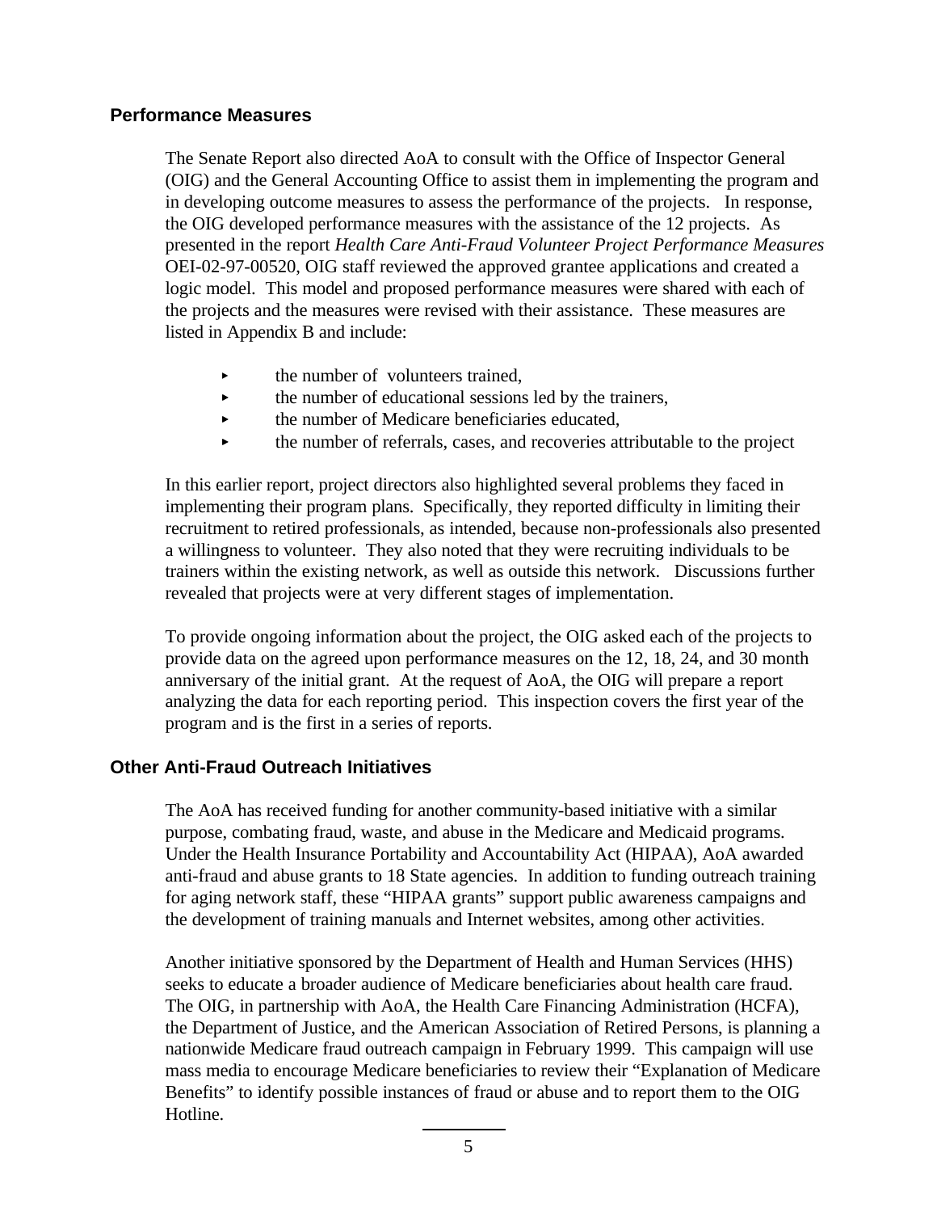## Performance Measures

The Senate Report also directed AoA to consult with the Office of Inspector General (OIG) and the General Accounting Office to assist them in implementing the program and in developing outcome measures to assess the performance of the projects. In response, the OIG developed performance measures with the assistance of the 12 projects. As presented in the report *Health Care Anti-Fraud Volunteer Project Performance Measures* OEI-02-97-00520, OIG staff reviewed the approved grantee applications and created a logic model. This model and proposed performance measures were shared with each of the projects and the measures were revised with their assistance. These measures are listed in Appendix B and include:

- the number of volunteers trained,
- the number of educational sessions led by the trainers,
- the number of Medicare beneficiaries educated,
- the number of referrals, cases, and recoveries attributable to the project

In this earlier report, project directors also highlighted several problems they faced in implementing their program plans. Specifically, they reported difficulty in limiting their recruitment to retired professionals, as intended, because non-professionals also presented a willingness to volunteer. They also noted that they were recruiting individuals to be trainers within the existing network, as well as outside this network. Discussions further revealed that projects were at very different stages of implementation.

To provide ongoing information about the project, the OIG asked each of the projects to provide data on the agreed upon performance measures on the 12, 18, 24, and 30 month anniversary of the initial grant. At the request of AoA, the OIG will prepare a report analyzing the data for each reporting period. This inspection covers the first year of the program and is the first in a series of reports.

## Other Anti-Fraud Outreach Initiatives

The AoA has received funding for another community-based initiative with a similar purpose, combating fraud, waste, and abuse in the Medicare and Medicaid programs. Under the Health Insurance Portability and Accountability Act (HIPAA), AoA awarded anti-fraud and abuse grants to 18 State agencies. In addition to funding outreach training for aging network staff, these "HIPAA grants" support public awareness campaigns and the development of training manuals and Internet websites, among other activities.

Another initiative sponsored by the Department of Health and Human Services (HHS) seeks to educate a broader audience of Medicare beneficiaries about health care fraud. The OIG, in partnership with AoA, the Health Care Financing Administration (HCFA), the Department of Justice, and the American Association of Retired Persons, is planning a nationwide Medicare fraud outreach campaign in February 1999. This campaign will use mass media to encourage Medicare beneficiaries to review their "Explanation of Medicare Benefits" to identify possible instances of fraud or abuse and to report them to the OIG Hotline.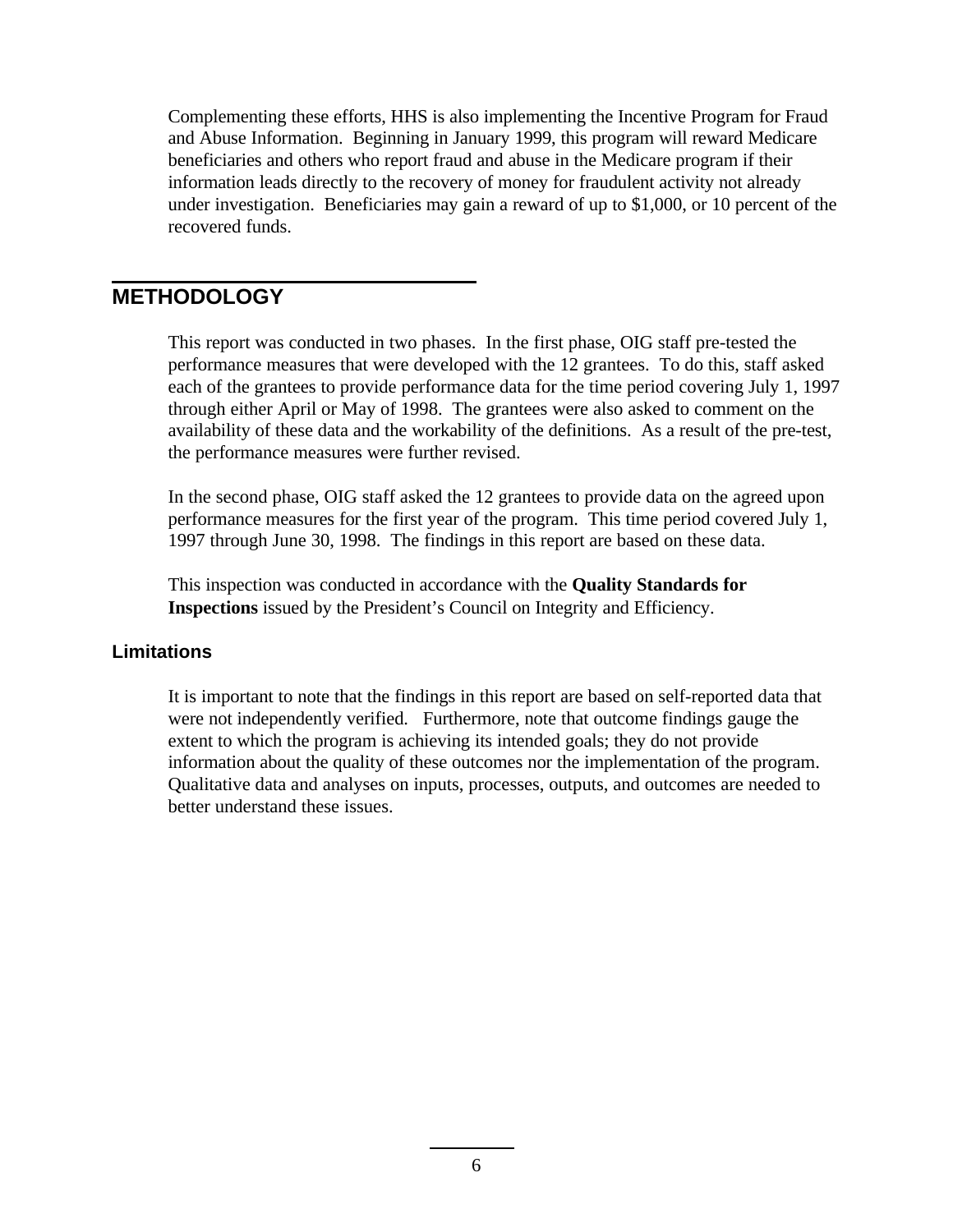Complementing these efforts, HHS is also implementing the Incentive Program for Fraud and Abuse Information. Beginning in January 1999, this program will reward Medicare beneficiaries and others who report fraud and abuse in the Medicare program if their information leads directly to the recovery of money for fraudulent activity not already under investigation. Beneficiaries may gain a reward of up to $1,000, or 10 percent of the recovered funds.

## METHODOLOGY

This report was conducted in two phases. In the first phase, OIG staff pre-tested the performance measures that were developed with the 12 grantees. To do this, staff asked each of the grantees to provide performance data for the time period covering July 1, 1997 through either April or May of 1998. The grantees were also asked to comment on the availability of these data and the workability of the definitions. As a result of the pre-test, the performance measures were further revised.

In the second phase, OIG staff asked the 12 grantees to provide data on the agreed upon performance measures for the first year of the program. This time period covered July 1, 1997 through June 30, 1998. The findings in this report are based on these data.

This inspection was conducted in accordance with the **Quality Standards for Inspections** issued by the President's Council on Integrity and Efficiency.

### Limitations

It is important to note that the findings in this report are based on self-reported data that were not independently verified. Furthermore, note that outcome findings gauge the extent to which the program is achieving its intended goals; they do not provide information about the quality of these outcomes nor the implementation of the program. Qualitative data and analyses on inputs, processes, outputs, and outcomes are needed to better understand these issues.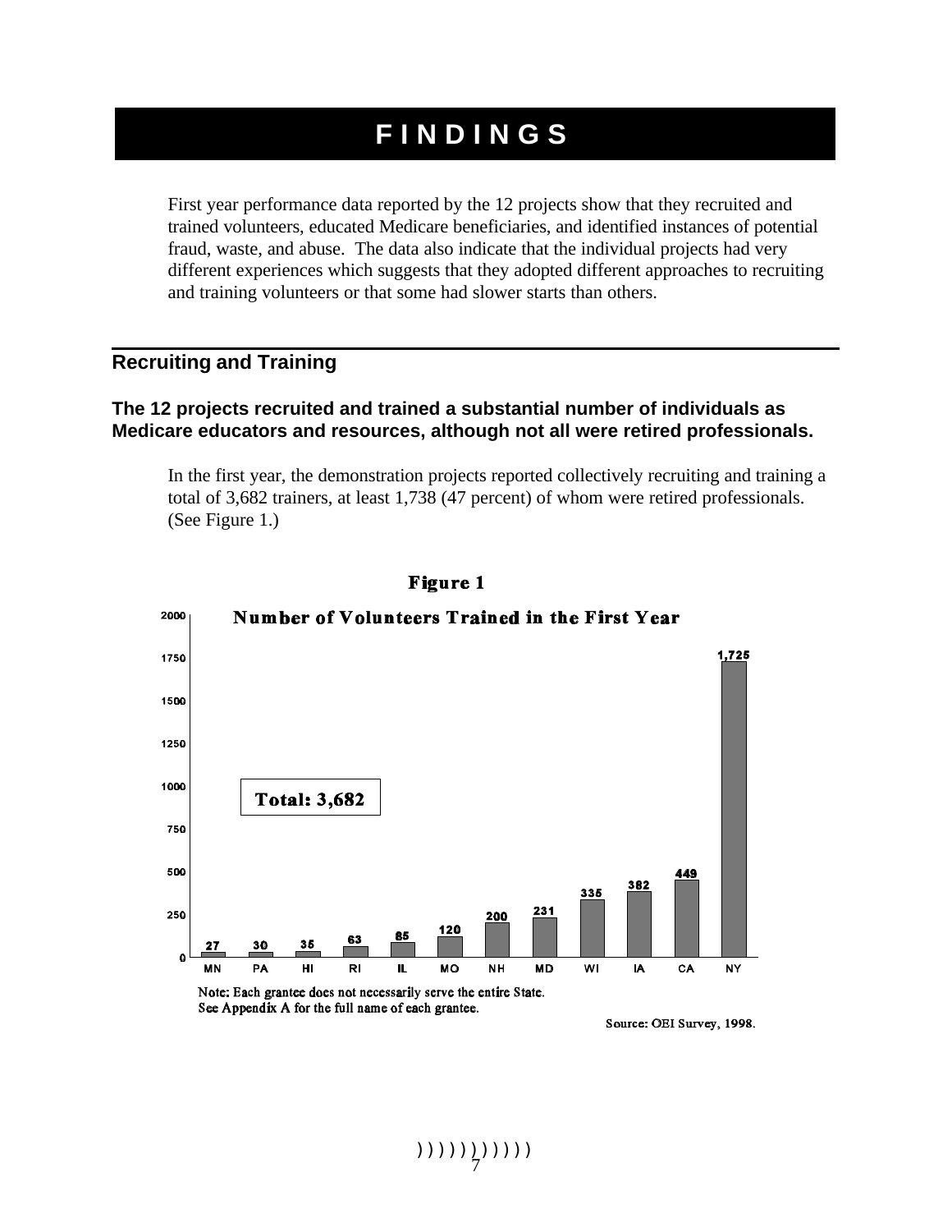# FINDINGS

First year performance data reported by the 12 projects show that they recruited and trained volunteers, educated Medicare beneficiaries, and identified instances of potential fraud, waste, and abuse. The data also indicate that the individual projects had very different experiences which suggests that they adopted different approaches to recruiting and training volunteers or that some had slower starts than others.

## Recruiting and Training

### The 12 projects recruited and trained a substantial number of individuals as Medicare educators and resources, although not all were retired professionals.

In the first year, the demonstration projects reported collectively recruiting and training a total of 3,682 trainers, at least 1,738 (47 percent) of whom were retired professionals. (See Figure 1.)

**Figure 1**

**Number of Volunteers Trained in the First Year**

| State | Volunteers Trained |
|---|---|
| MN | 27 |
| PA | 30 |
| HI | 35 |
| RI | 63 |
| IL | 85 |
| MO | 120 |
| NH | 200 |
| MD | 231 |
| WI | 335 |
| IA | 382 |
| CA | 449 |
| NY | 1,725 |

**Total: 3,682**

Note: Each grantee does not necessarily serve the entire State.
See Appendix A for the full name of each grantee.

Source: OEI Survey, 1998.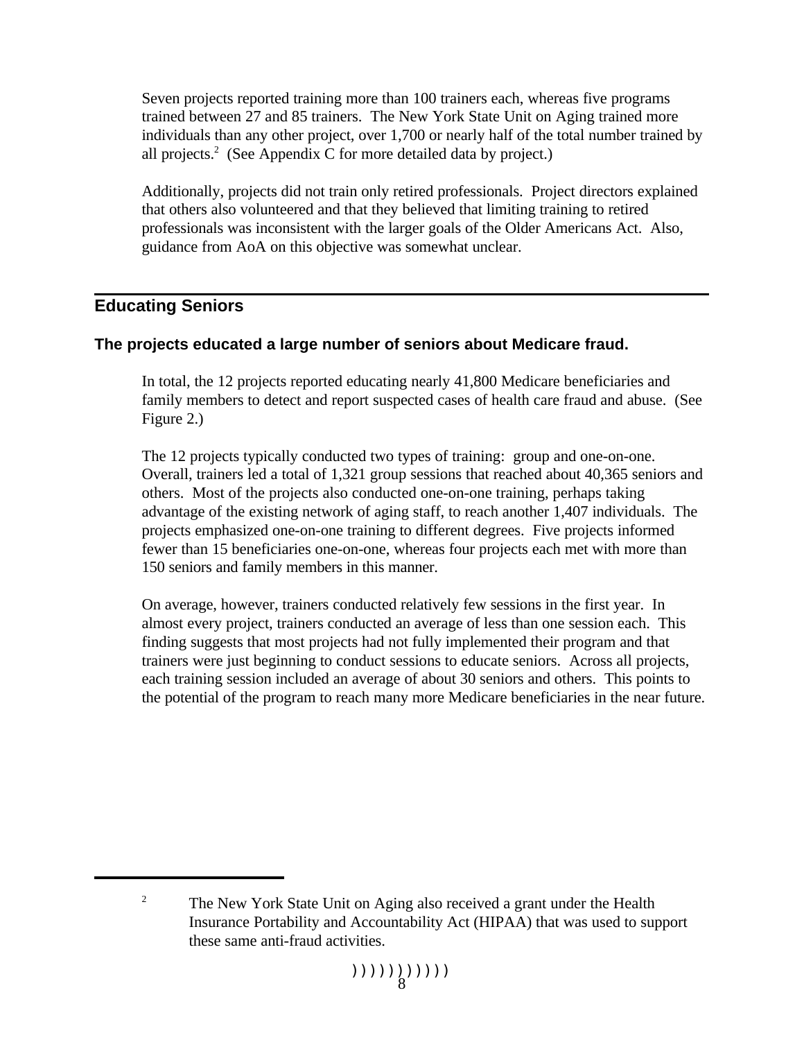Seven projects reported training more than 100 trainers each, whereas five programs trained between 27 and 85 trainers. The New York State Unit on Aging trained more individuals than any other project, over 1,700 or nearly half of the total number trained by all projects.[2] (See Appendix C for more detailed data by project.)

Additionally, projects did not train only retired professionals. Project directors explained that others also volunteered and that they believed that limiting training to retired professionals was inconsistent with the larger goals of the Older Americans Act. Also, guidance from AoA on this objective was somewhat unclear.

## Educating Seniors

### The projects educated a large number of seniors about Medicare fraud.

In total, the 12 projects reported educating nearly 41,800 Medicare beneficiaries and family members to detect and report suspected cases of health care fraud and abuse. (See Figure 2.)

The 12 projects typically conducted two types of training: group and one-on-one. Overall, trainers led a total of 1,321 group sessions that reached about 40,365 seniors and others. Most of the projects also conducted one-on-one training, perhaps taking advantage of the existing network of aging staff, to reach another 1,407 individuals. The projects emphasized one-on-one training to different degrees. Five projects informed fewer than 15 beneficiaries one-on-one, whereas four projects each met with more than 150 seniors and family members in this manner.

On average, however, trainers conducted relatively few sessions in the first year. In almost every project, trainers conducted an average of less than one session each. This finding suggests that most projects had not fully implemented their program and that trainers were just beginning to conduct sessions to educate seniors. Across all projects, each training session included an average of about 30 seniors and others. This points to the potential of the program to reach many more Medicare beneficiaries in the near future.

---

[2] The New York State Unit on Aging also received a grant under the Health Insurance Portability and Accountability Act (HIPAA) that was used to support these same anti-fraud activities.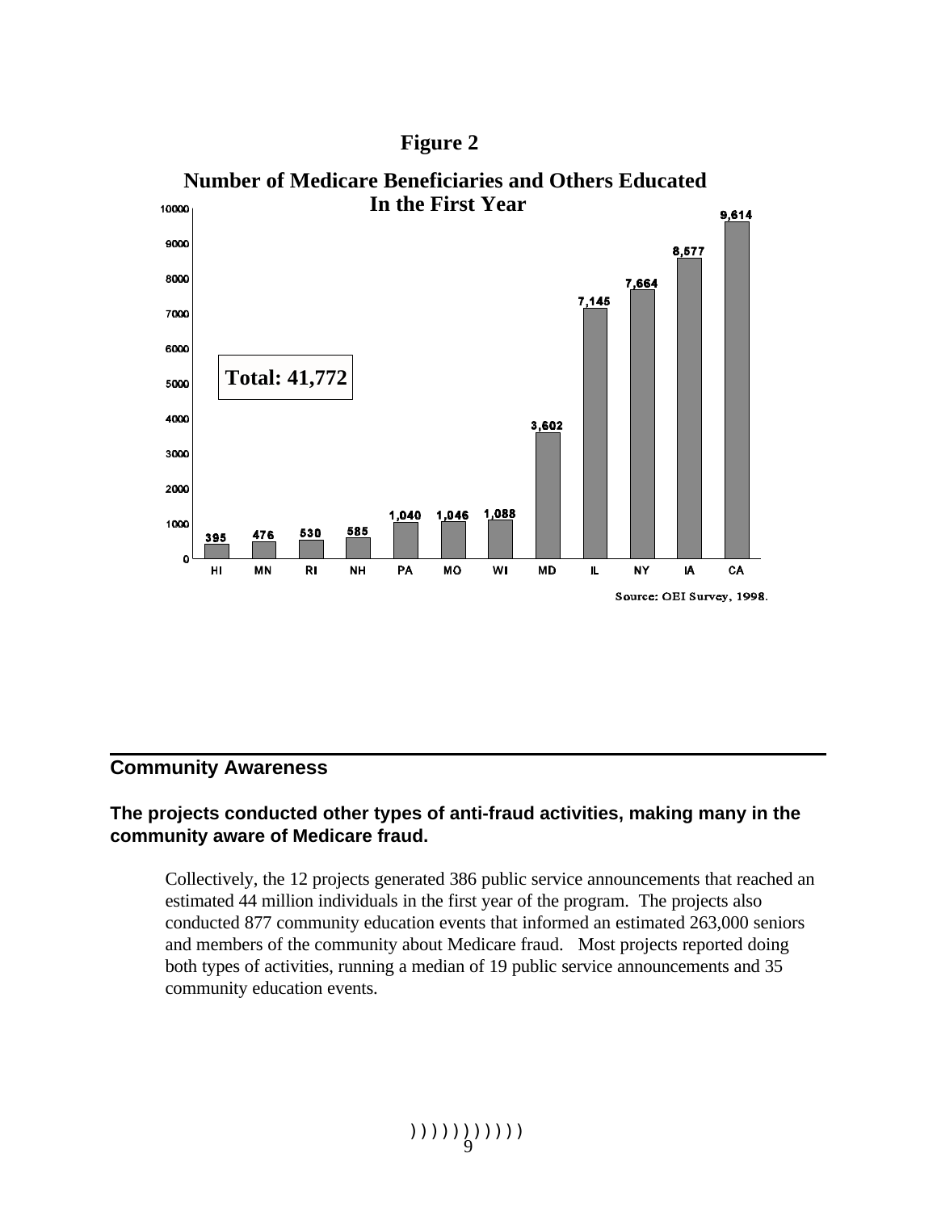**Figure 2**

**Number of Medicare Beneficiaries and Others Educated In the First Year**

| State | Number Educated |
|---|---|
| HI | 395 |
| MN | 476 |
| RI | 530 |
| NH | 585 |
| PA | 1,040 |
| MO | 1,046 |
| WI | 1,088 |
| MD | 3,602 |
| IL | 7,145 |
| NY | 7,664 |
| IA | 8,577 |
| CA | 9,614 |

**Total: 41,772**

Source: OEI Survey, 1998.

## Community Awareness

### The projects conducted other types of anti-fraud activities, making many in the community aware of Medicare fraud.

Collectively, the 12 projects generated 386 public service announcements that reached an estimated 44 million individuals in the first year of the program. The projects also conducted 877 community education events that informed an estimated 263,000 seniors and members of the community about Medicare fraud. Most projects reported doing both types of activities, running a median of 19 public service announcements and 35 community education events.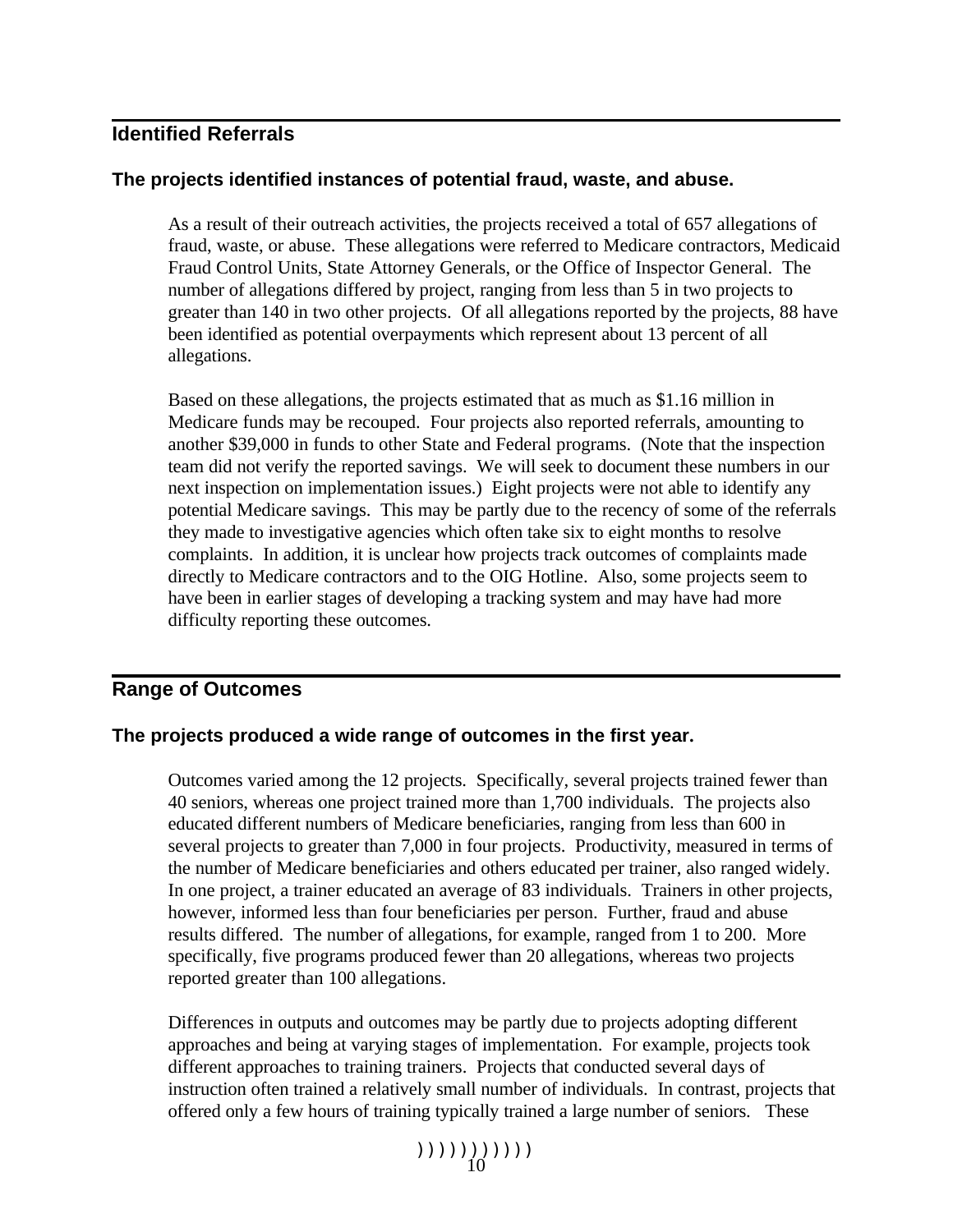## Identified Referrals

### The projects identified instances of potential fraud, waste, and abuse.

As a result of their outreach activities, the projects received a total of 657 allegations of fraud, waste, or abuse. These allegations were referred to Medicare contractors, Medicaid Fraud Control Units, State Attorney Generals, or the Office of Inspector General. The number of allegations differed by project, ranging from less than 5 in two projects to greater than 140 in two other projects. Of all allegations reported by the projects, 88 have been identified as potential overpayments which represent about 13 percent of all allegations.

Based on these allegations, the projects estimated that as much as $1.16 million in Medicare funds may be recouped. Four projects also reported referrals, amounting to another $39,000 in funds to other State and Federal programs. (Note that the inspection team did not verify the reported savings. We will seek to document these numbers in our next inspection on implementation issues.) Eight projects were not able to identify any potential Medicare savings. This may be partly due to the recency of some of the referrals they made to investigative agencies which often take six to eight months to resolve complaints. In addition, it is unclear how projects track outcomes of complaints made directly to Medicare contractors and to the OIG Hotline. Also, some projects seem to have been in earlier stages of developing a tracking system and may have had more difficulty reporting these outcomes.

## Range of Outcomes

### The projects produced a wide range of outcomes in the first year.

Outcomes varied among the 12 projects. Specifically, several projects trained fewer than 40 seniors, whereas one project trained more than 1,700 individuals. The projects also educated different numbers of Medicare beneficiaries, ranging from less than 600 in several projects to greater than 7,000 in four projects. Productivity, measured in terms of the number of Medicare beneficiaries and others educated per trainer, also ranged widely. In one project, a trainer educated an average of 83 individuals. Trainers in other projects, however, informed less than four beneficiaries per person. Further, fraud and abuse results differed. The number of allegations, for example, ranged from 1 to 200. More specifically, five programs produced fewer than 20 allegations, whereas two projects reported greater than 100 allegations.

Differences in outputs and outcomes may be partly due to projects adopting different approaches and being at varying stages of implementation. For example, projects took different approaches to training trainers. Projects that conducted several days of instruction often trained a relatively small number of individuals. In contrast, projects that offered only a few hours of training typically trained a large number of seniors. These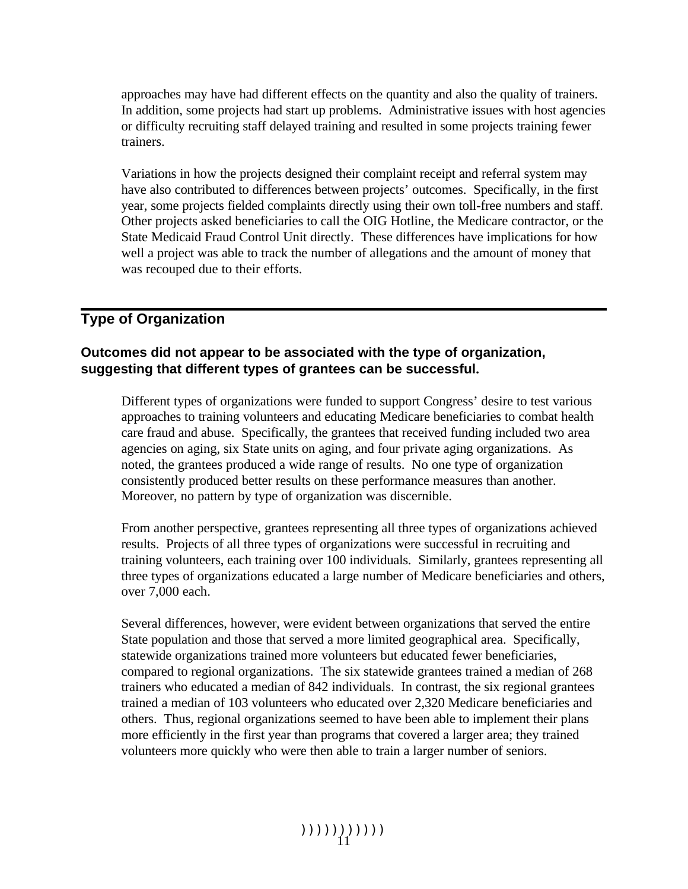approaches may have had different effects on the quantity and also the quality of trainers. In addition, some projects had start up problems. Administrative issues with host agencies or difficulty recruiting staff delayed training and resulted in some projects training fewer trainers.

Variations in how the projects designed their complaint receipt and referral system may have also contributed to differences between projects' outcomes. Specifically, in the first year, some projects fielded complaints directly using their own toll-free numbers and staff. Other projects asked beneficiaries to call the OIG Hotline, the Medicare contractor, or the State Medicaid Fraud Control Unit directly. These differences have implications for how well a project was able to track the number of allegations and the amount of money that was recouped due to their efforts.

## Type of Organization

### Outcomes did not appear to be associated with the type of organization, suggesting that different types of grantees can be successful.

Different types of organizations were funded to support Congress' desire to test various approaches to training volunteers and educating Medicare beneficiaries to combat health care fraud and abuse. Specifically, the grantees that received funding included two area agencies on aging, six State units on aging, and four private aging organizations. As noted, the grantees produced a wide range of results. No one type of organization consistently produced better results on these performance measures than another. Moreover, no pattern by type of organization was discernible.

From another perspective, grantees representing all three types of organizations achieved results. Projects of all three types of organizations were successful in recruiting and training volunteers, each training over 100 individuals. Similarly, grantees representing all three types of organizations educated a large number of Medicare beneficiaries and others, over 7,000 each.

Several differences, however, were evident between organizations that served the entire State population and those that served a more limited geographical area. Specifically, statewide organizations trained more volunteers but educated fewer beneficiaries, compared to regional organizations. The six statewide grantees trained a median of 268 trainers who educated a median of 842 individuals. In contrast, the six regional grantees trained a median of 103 volunteers who educated over 2,320 Medicare beneficiaries and others. Thus, regional organizations seemed to have been able to implement their plans more efficiently in the first year than programs that covered a larger area; they trained volunteers more quickly who were then able to train a larger number of seniors.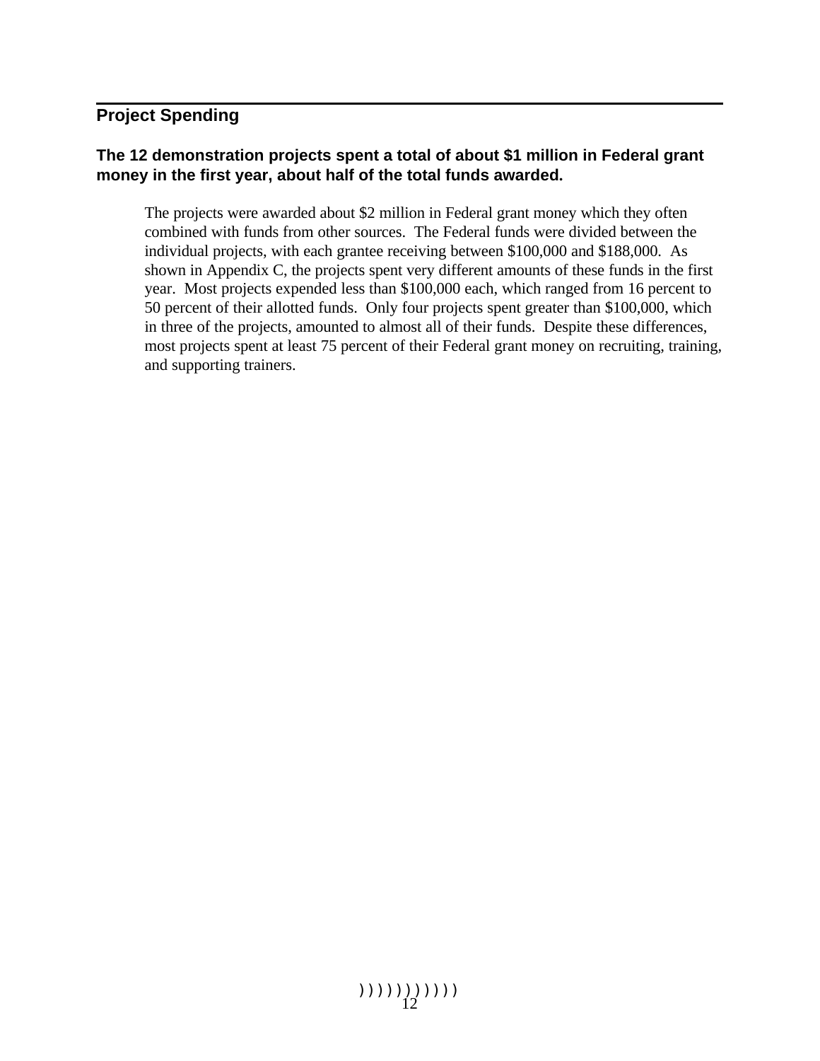## Project Spending

### The 12 demonstration projects spent a total of about $1 million in Federal grant money in the first year, about half of the total funds awarded.

The projects were awarded about $2 million in Federal grant money which they often combined with funds from other sources. The Federal funds were divided between the individual projects, with each grantee receiving between $100,000 and $188,000. As shown in Appendix C, the projects spent very different amounts of these funds in the first year. Most projects expended less than $100,000 each, which ranged from 16 percent to 50 percent of their allotted funds. Only four projects spent greater than $100,000, which in three of the projects, amounted to almost all of their funds. Despite these differences, most projects spent at least 75 percent of their Federal grant money on recruiting, training, and supporting trainers.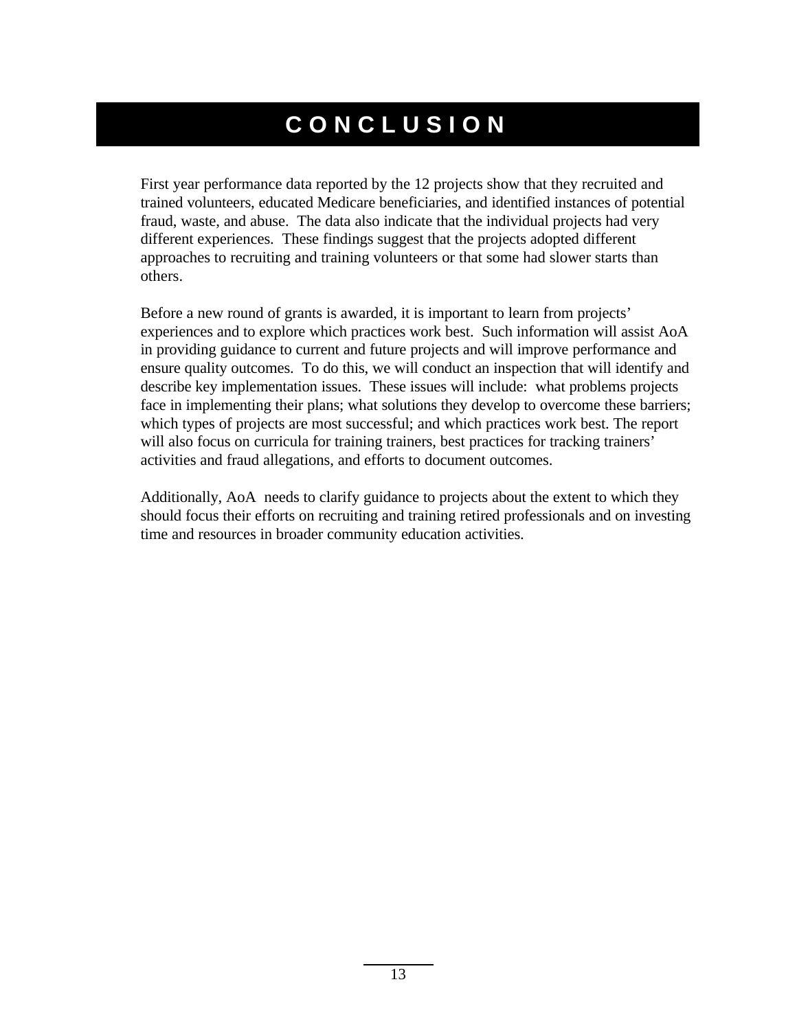# CONCLUSION

First year performance data reported by the 12 projects show that they recruited and trained volunteers, educated Medicare beneficiaries, and identified instances of potential fraud, waste, and abuse. The data also indicate that the individual projects had very different experiences. These findings suggest that the projects adopted different approaches to recruiting and training volunteers or that some had slower starts than others.

Before a new round of grants is awarded, it is important to learn from projects' experiences and to explore which practices work best. Such information will assist AoA in providing guidance to current and future projects and will improve performance and ensure quality outcomes. To do this, we will conduct an inspection that will identify and describe key implementation issues. These issues will include: what problems projects face in implementing their plans; what solutions they develop to overcome these barriers; which types of projects are most successful; and which practices work best. The report will also focus on curricula for training trainers, best practices for tracking trainers' activities and fraud allegations, and efforts to document outcomes.

Additionally, AoA needs to clarify guidance to projects about the extent to which they should focus their efforts on recruiting and training retired professionals and on investing time and resources in broader community education activities.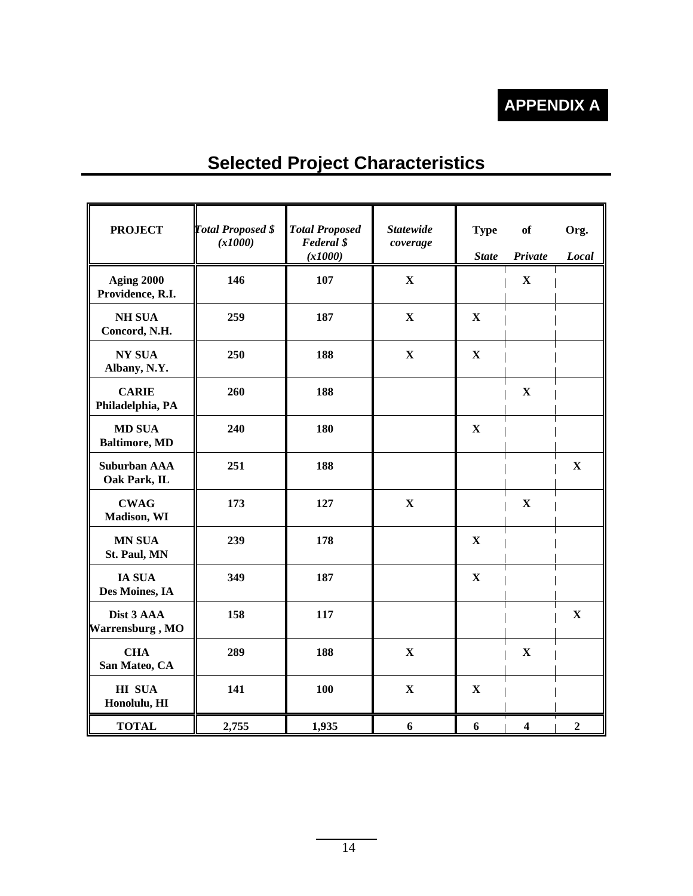**APPENDIX A**

# Selected Project Characteristics

| PROJECT | *Total Proposed $ (x1000)* | *Total Proposed Federal $ (x1000)* | *Statewide coverage* | Type of Org. | | |
|---|---|---|---|---|---|---|
| | | | | *State* | *Private* | *Local* |
| **Aging 2000 Providence, R.I.** | **146** | **107** | **X** | | **X** | |
| **NH SUA Concord, N.H.** | **259** | **187** | **X** | **X** | | |
| **NY SUA Albany, N.Y.** | **250** | **188** | **X** | **X** | | |
| **CARIE Philadelphia, PA** | **260** | **188** | | | **X** | |
| **MD SUA Baltimore, MD** | **240** | **180** | | **X** | | |
| **Suburban AAA Oak Park, IL** | **251** | **188** | | | | **X** |
| **CWAG Madison, WI** | **173** | **127** | **X** | | **X** | |
| **MN SUA St. Paul, MN** | **239** | **178** | | **X** | | |
| **IA SUA Des Moines, IA** | **349** | **187** | | **X** | | |
| **Dist 3 AAA Warrensburg , MO** | **158** | **117** | | | | **X** |
| **CHA San Mateo, CA** | **289** | **188** | **X** | | **X** | |
| **HI SUA Honolulu, HI** | **141** | **100** | **X** | **X** | | |
| **TOTAL** | **2,755** | **1,935** | **6** | **6** | **4** | **2** |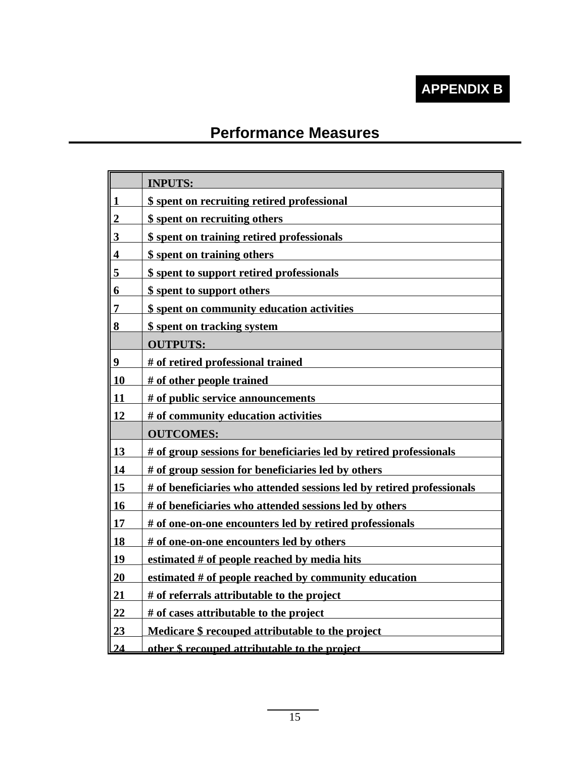APPENDIX B

## Performance Measures

| | INPUTS: |
|---|---|
| 1 | $ spent on recruiting retired professional |
| 2 | $ spent on recruiting others |
| 3 | $ spent on training retired professionals |
| 4 | $ spent on training others |
| 5 | $ spent to support retired professionals |
| 6 | $ spent to support others |
| 7 | $ spent on community education activities |
| 8 | $ spent on tracking system |
| | **OUTPUTS:** |
| 9 | # of retired professional trained |
| 10 | # of other people trained |
| 11 | # of public service announcements |
| 12 | # of community education activities |
| | **OUTCOMES:** |
| 13 | # of group sessions for beneficiaries led by retired professionals |
| 14 | # of group session for beneficiaries led by others |
| 15 | # of beneficiaries who attended sessions led by retired professionals |
| 16 | # of beneficiaries who attended sessions led by others |
| 17 | # of one-on-one encounters led by retired professionals |
| 18 | # of one-on-one encounters led by others |
| 19 | estimated # of people reached by media hits |
| 20 | estimated # of people reached by community education |
| 21 | # of referrals attributable to the project |
| 22 | # of cases attributable to the project |
| 23 | Medicare $ recouped attributable to the project |
| 24 | other $ recouped attributable to the project |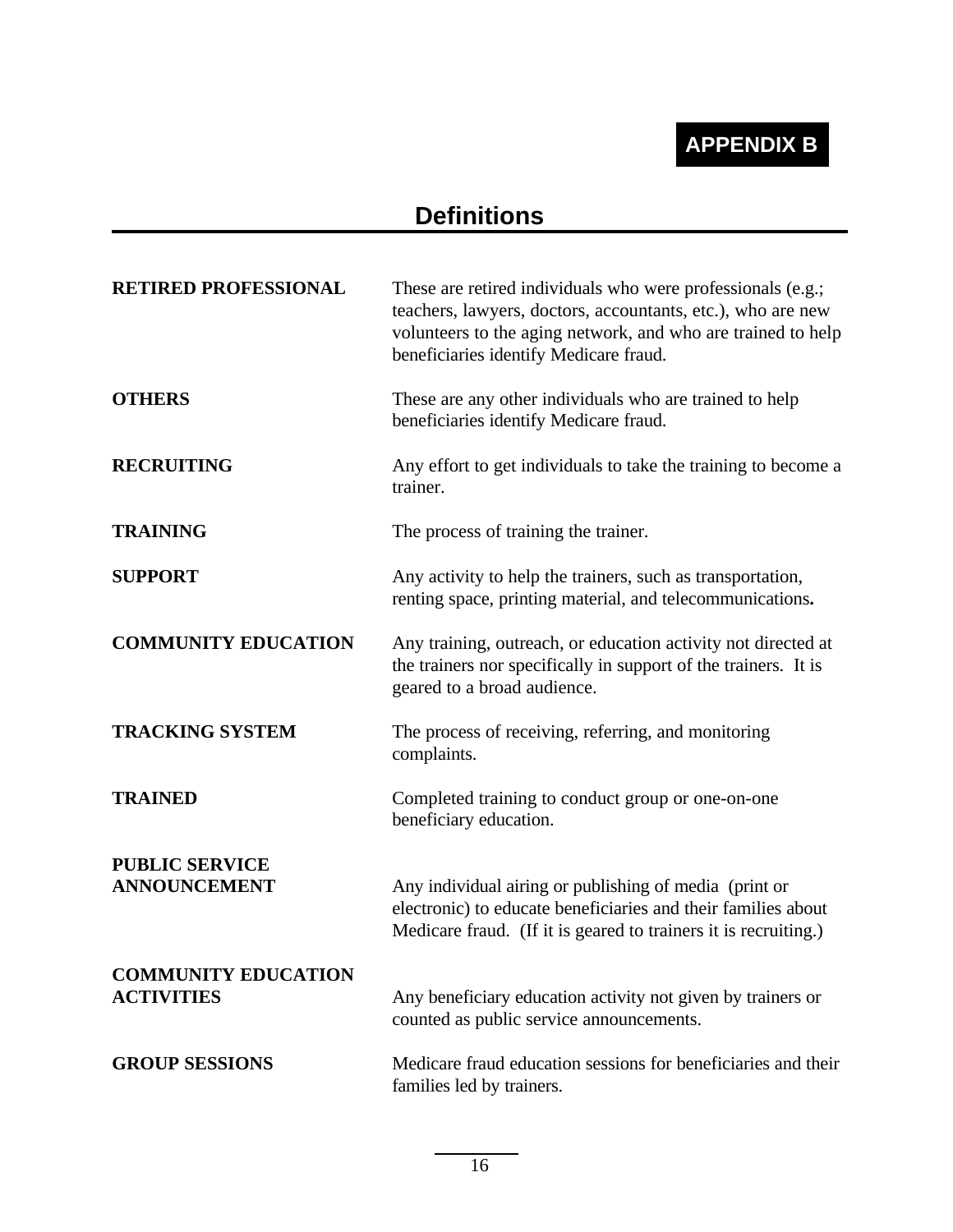**APPENDIX B**

## Definitions

| | |
|---|---|
| **RETIRED PROFESSIONAL** | These are retired individuals who were professionals (e.g.; teachers, lawyers, doctors, accountants, etc.), who are new volunteers to the aging network, and who are trained to help beneficiaries identify Medicare fraud. |
| **OTHERS** | These are any other individuals who are trained to help beneficiaries identify Medicare fraud. |
| **RECRUITING** | Any effort to get individuals to take the training to become a trainer. |
| **TRAINING** | The process of training the trainer. |
| **SUPPORT** | Any activity to help the trainers, such as transportation, renting space, printing material, and telecommunications**.** |
| **COMMUNITY EDUCATION** | Any training, outreach, or education activity not directed at the trainers nor specifically in support of the trainers. It is geared to a broad audience. |
| **TRACKING SYSTEM** | The process of receiving, referring, and monitoring complaints. |
| **TRAINED** | Completed training to conduct group or one-on-one beneficiary education. |
| **PUBLIC SERVICE ANNOUNCEMENT** | Any individual airing or publishing of media (print or electronic) to educate beneficiaries and their families about Medicare fraud. (If it is geared to trainers it is recruiting.) |
| **COMMUNITY EDUCATION ACTIVITIES** | Any beneficiary education activity not given by trainers or counted as public service announcements. |
| **GROUP SESSIONS** | Medicare fraud education sessions for beneficiaries and their families led by trainers. |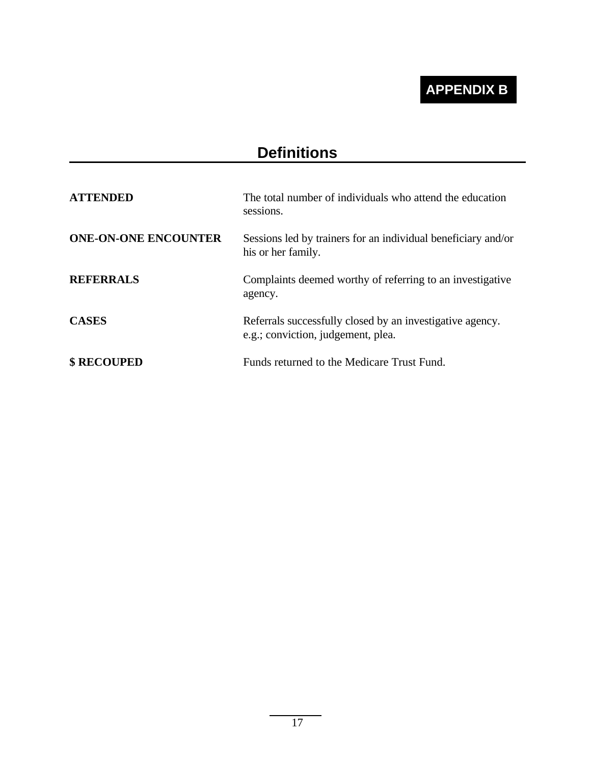# APPENDIX B

## Definitions

**ATTENDED** The total number of individuals who attend the education sessions.

**ONE-ON-ONE ENCOUNTER** Sessions led by trainers for an individual beneficiary and/or his or her family.

**REFERRALS** Complaints deemed worthy of referring to an investigative agency.

**CASES** Referrals successfully closed by an investigative agency. e.g.; conviction, judgement, plea.

**$ RECOUPED** Funds returned to the Medicare Trust Fund.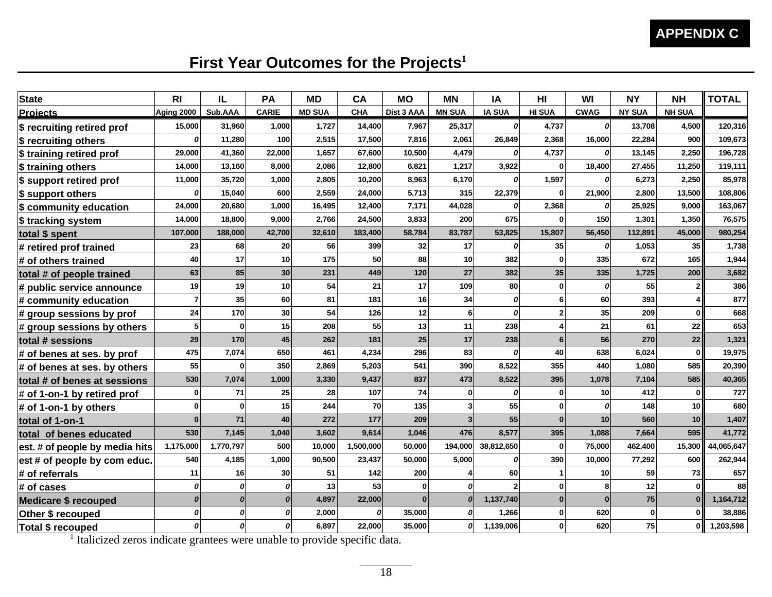APPENDIX C

# First Year Outcomes for the Projects[1]

| State | RI | IL | PA | MD | CA | MO | MN | IA | HI | WI | NY | NH | TOTAL |
|---|---|---|---|---|---|---|---|---|---|---|---|---|---|
| Projects | Aging 2000 | Sub.AAA | CARIE | MD SUA | CHA | Dist 3 AAA | MN SUA | IA SUA | HI SUA | CWAG | NY SUA | NH SUA | |
| $ recruiting retired prof | 15,000 | 31,960 | 1,000 | 1,727 | 14,400 | 7,967 | 25,317 | *0* | 4,737 | *0* | 13,708 | 4,500 | 120,316 |
| $ recruiting others | *0* | 11,280 | 100 | 2,515 | 17,500 | 7,816 | 2,061 | 26,849 | 2,368 | 16,000 | 22,284 | 900 | 109,673 |
| $ training retired prof | 29,000 | 41,360 | 22,000 | 1,657 | 67,600 | 10,500 | 4,479 | *0* | 4,737 | *0* | 13,145 | 2,250 | 196,728 |
| $ training others | 14,000 | 13,160 | 8,000 | 2,086 | 12,800 | 6,821 | 1,217 | 3,922 | 0 | 18,400 | 27,455 | 11,250 | 119,111 |
| $ support retired prof | 11,000 | 35,720 | 1,000 | 2,805 | 10,200 | 8,963 | 6,170 | *0* | 1,597 | *0* | 6,273 | 2,250 | 85,978 |
| $ support others | *0* | 15,040 | 600 | 2,559 | 24,000 | 5,713 | 315 | 22,379 | 0 | 21,900 | 2,800 | 13,500 | 108,806 |
| $ community education | 24,000 | 20,680 | 1,000 | 16,495 | 12,400 | 7,171 | 44,028 | *0* | 2,368 | *0* | 25,925 | 9,000 | 163,067 |
| $ tracking system | 14,000 | 18,800 | 9,000 | 2,766 | 24,500 | 3,833 | 200 | 675 | 0 | 150 | 1,301 | 1,350 | 76,575 |
| total $ spent | 107,000 | 188,000 | 42,700 | 32,610 | 183,400 | 58,784 | 83,787 | 53,825 | 15,807 | 56,450 | 112,891 | 45,000 | 980,254 |
| # retired prof trained | 23 | 68 | 20 | 56 | 399 | 32 | 17 | *0* | 35 | *0* | 1,053 | 35 | 1,738 |
| # of others trained | 40 | 17 | 10 | 175 | 50 | 88 | 10 | 382 | 0 | 335 | 672 | 165 | 1,944 |
| total # of people trained | 63 | 85 | 30 | 231 | 449 | 120 | 27 | 382 | 35 | 335 | 1,725 | 200 | 3,682 |
| # public service announce | 19 | 19 | 10 | 54 | 21 | 17 | 109 | 80 | 0 | *0* | 55 | 2 | 386 |
| # community education | 7 | 35 | 60 | 81 | 181 | 16 | 34 | *0* | 6 | 60 | 393 | 4 | 877 |
| # group sessions by prof | 24 | 170 | 30 | 54 | 126 | 12 | 6 | *0* | 2 | 35 | 209 | 0 | 668 |
| # group sessions by others | 5 | 0 | 15 | 208 | 55 | 13 | 11 | 238 | 4 | 21 | 61 | 22 | 653 |
| total # sessions | 29 | 170 | 45 | 262 | 181 | 25 | 17 | 238 | 6 | 56 | 270 | 22 | 1,321 |
| # of benes at ses. by prof | 475 | 7,074 | 650 | 461 | 4,234 | 296 | 83 | *0* | 40 | 638 | 6,024 | 0 | 19,975 |
| # of benes at ses. by others | 55 | 0 | 350 | 2,869 | 5,203 | 541 | 390 | 8,522 | 355 | 440 | 1,080 | 585 | 20,390 |
| total # of benes at sessions | 530 | 7,074 | 1,000 | 3,330 | 9,437 | 837 | 473 | 8,522 | 395 | 1,078 | 7,104 | 585 | 40,365 |
| # of 1-on-1 by retired prof | 0 | 71 | 25 | 28 | 107 | 74 | 0 | *0* | 0 | 10 | 412 | 0 | 727 |
| # of 1-on-1 by others | 0 | 0 | 15 | 244 | 70 | 135 | 3 | 55 | 0 | *0* | 148 | 10 | 680 |
| total of 1-on-1 | 0 | 71 | 40 | 272 | 177 | 209 | 3 | 55 | 0 | 10 | 560 | 10 | 1,407 |
| total of benes educated | 530 | 7,145 | 1,040 | 3,602 | 9,614 | 1,046 | 476 | 8,577 | 395 | 1,088 | 7,664 | 595 | 41,772 |
| est. # of people by media hits | 1,175,000 | 1,770,797 | 500 | 10,000 | 1,500,000 | 50,000 | 194,000 | 38,812,650 | 0 | 75,000 | 462,400 | 15,300 | 44,065,647 |
| est # of people by com educ. | 540 | 4,185 | 1,000 | 90,500 | 23,437 | 50,000 | 5,000 | *0* | 390 | 10,000 | 77,292 | 600 | 262,944 |
| # of referrals | 11 | 16 | 30 | 51 | 142 | 200 | 4 | 60 | 1 | 10 | 59 | 73 | 657 |
| # of cases | *0* | *0* | *0* | 13 | 53 | 0 | *0* | 2 | 0 | 8 | 12 | 0 | 88 |
| Medicare $ recouped | *0* | *0* | *0* | 4,897 | 22,000 | 0 | *0* | 1,137,740 | 0 | 0 | 75 | 0 | 1,164,712 |
| Other $ recouped | *0* | *0* | *0* | 2,000 | *0* | 35,000 | *0* | 1,266 | 0 | 620 | 0 | 0 | 38,886 |
| Total $ recouped | *0* | *0* | *0* | 6,897 | 22,000 | 35,000 | *0* | 1,139,006 | 0 | 620 | 75 | 0 | 1,203,598 |

[1] Italicized zeros indicate grantees were unable to provide specific data.